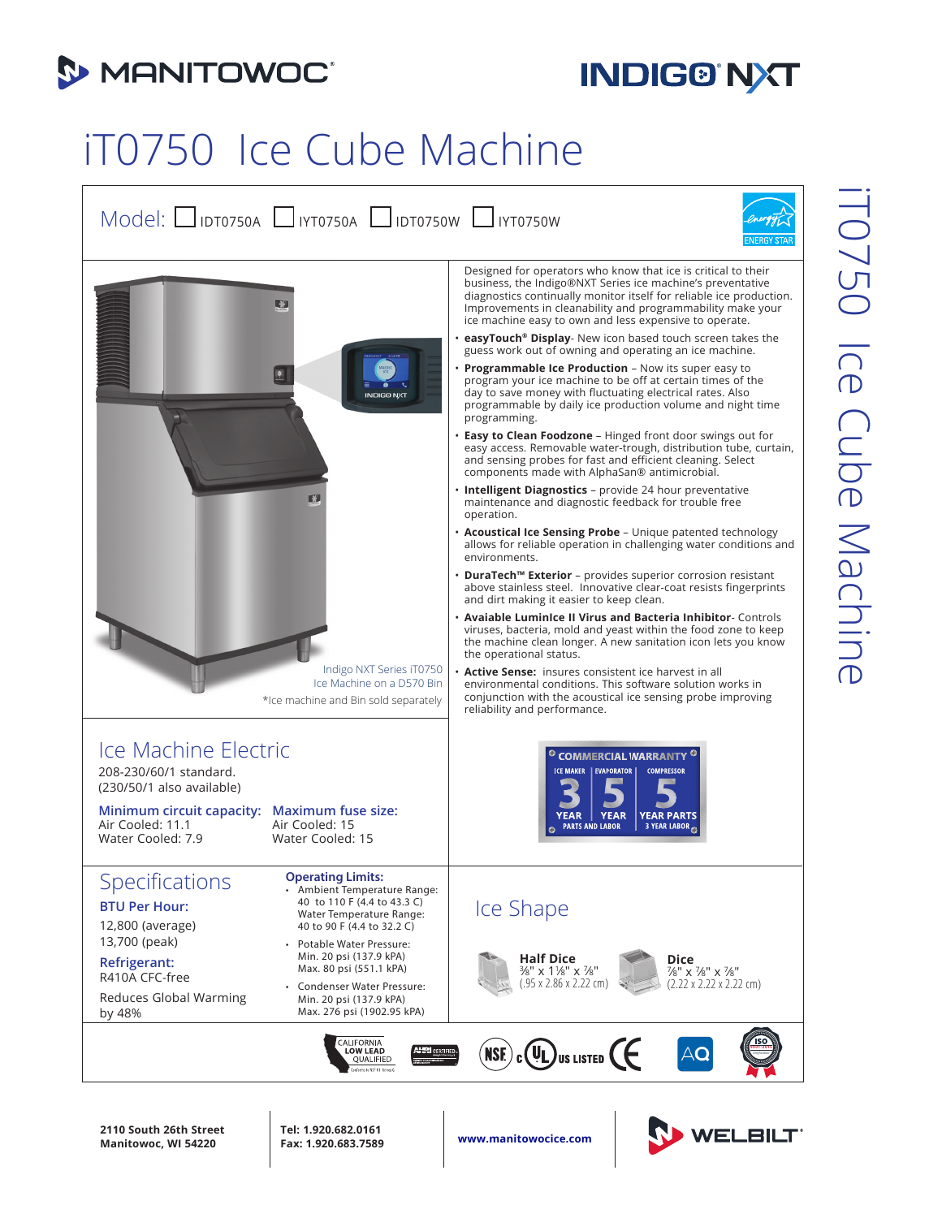MANITOWOC

INDIGO NXT

# iT0750 Ice Cube Machine

Model: ☐ IDT0750A ☐ IYT0750A ☐ IDT0750W ☐ IYT0750W

ENERGY STAR

Indigo NXT Series iT0750 Ice Machine on a D570 Bin

*Ice machine and Bin sold separately

Designed for operators who know that ice is critical to their business, the Indigo®NXT Series ice machine's preventative diagnostics continually monitor itself for reliable ice production. Improvements in cleanability and programmability make your ice machine easy to own and less expensive to operate.

- **easyTouch® Display**- New icon based touch screen takes the guess work out of owning and operating an ice machine.
- **Programmable Ice Production** – Now its super easy to program your ice machine to be off at certain times of the day to save money with fluctuating electrical rates. Also programmable by daily ice production volume and night time programming.
- **Easy to Clean Foodzone** – Hinged front door swings out for easy access. Removable water-trough, distribution tube, curtain, and sensing probes for fast and efficient cleaning. Select components made with AlphaSan® antimicrobial.
- **Intelligent Diagnostics** – provide 24 hour preventative maintenance and diagnostic feedback for trouble free operation.
- **Acoustical Ice Sensing Probe** – Unique patented technology allows for reliable operation in challenging water conditions and environments.
- **DuraTech™ Exterior** – provides superior corrosion resistant above stainless steel. Innovative clear-coat resists fingerprints and dirt making it easier to keep clean.
- **Avaiable LuminIce II Virus and Bacteria Inhibitor**- Controls viruses, bacteria, mold and yeast within the food zone to keep the machine clean longer. A new sanitation icon lets you know the operational status.
- **Active Sense:** insures consistent ice harvest in all environmental conditions. This software solution works in conjunction with the acoustical ice sensing probe improving reliability and performance.

## Ice Machine Electric

208-230/60/1 standard.
(230/50/1 also available)

**Minimum circuit capacity:**
Air Cooled: 11.1
Water Cooled: 7.9

**Maximum fuse size:**
Air Cooled: 15
Water Cooled: 15

COMMERCIAL WARRANTY

| ICE MAKER | EVAPORATOR | COMPRESSOR |
|---|---|---|
| 3 YEAR | 5 YEAR | 5 YEAR PARTS |
| PARTS AND LABOR | | 3 YEAR LABOR |

## Specifications

**BTU Per Hour:**
12,800 (average)
13,700 (peak)

**Refrigerant:**
R410A CFC-free

Reduces Global Warming by 48%

**Operating Limits:**

- Ambient Temperature Range: 40 to 110 F (4.4 to 43.3 C)
  Water Temperature Range: 40 to 90 F (4.4 to 32.2 C)
- Potable Water Pressure: Min. 20 psi (137.9 kPA) Max. 80 psi (551.1 kPA)
- Condenser Water Pressure: Min. 20 psi (137.9 kPA) Max. 276 psi (1902.95 kPA)

## Ice Shape

**Half Dice**
⅜" x 1⅛" x ⅞"
(.95 x 2.86 x 2.22 cm)

**Dice**
⅞" x ⅞" x ⅞"
(2.22 x 2.22 x 2.22 cm)

CALIFORNIA LOW LEAD QUALIFIED · AHRI CERTIFIED · NSF · c UL US LISTED · CE · AQ · ISO

2110 South 26th Street
Manitowoc, WI 54220

Tel: 1.920.682.0161
Fax: 1.920.683.7589

www.manitowocice.com

WELBILT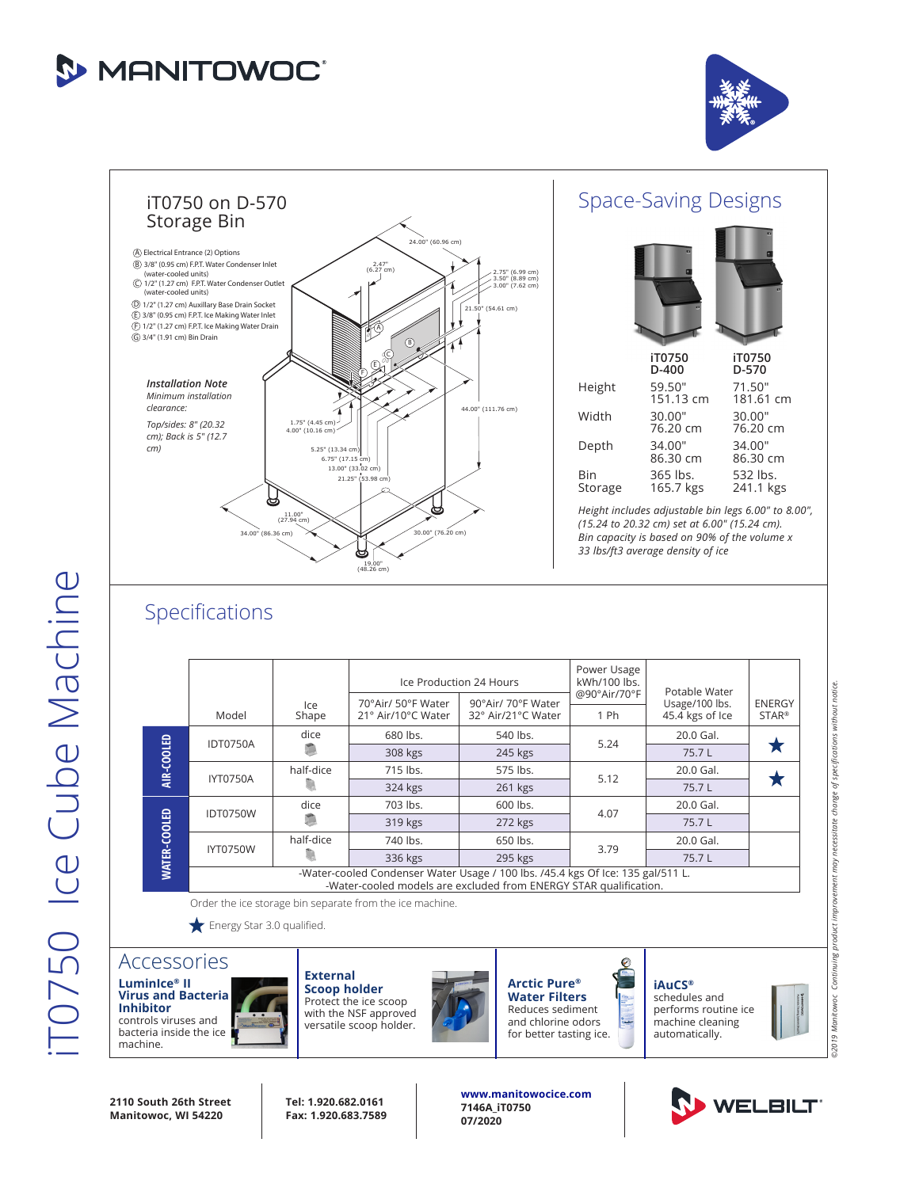# iT0750 Ice Cube Machine

## iT0750 on D-570 Storage Bin

Ⓐ Electrical Entrance (2) Options
Ⓑ 3/8" (0.95 cm) F.P.T. Water Condenser Inlet (water-cooled units)
Ⓒ 1/2" (1.27 cm) F.P.T. Water Condenser Outlet (water-cooled units)
Ⓓ 1/2" (1.27 cm) Auxillary Base Drain Socket
Ⓔ 3/8" (0.95 cm) F.P.T. Ice Making Water Inlet
Ⓕ 1/2" (1.27 cm) F.P.T. Ice Making Water Drain
Ⓖ 3/4" (1.91 cm) Bin Drain

*Installation Note*
*Minimum installation clearance:*
*Top/sides: 8" (20.32 cm); Back is 5" (12.7 cm)*

24.00" (60.96 cm)
2.47" (6.27 cm)
2.75" (6.99 cm)
3.50" (8.89 cm)
3.00" (7.62 cm)
21.50" (54.61 cm)
44.00" (111.76 cm)
1.75" (4.45 cm)
4.00" (10.16 cm)
5.25" (13.34 cm)
6.75" (17.15 cm)
13.00" (33.02 cm)
21.25" (53.98 cm)
11.00" (27.94 cm)
34.00" (86.36 cm)
30.00" (76.20 cm)
19.00" (48.26 cm)

## Space-Saving Designs

| | iT0750 D-400 | iT0750 D-570 |
|---|---|---|
| Height | 59.50" 151.13 cm | 71.50" 181.61 cm |
| Width | 30.00" 76.20 cm | 30.00" 76.20 cm |
| Depth | 34.00" 86.30 cm | 34.00" 86.30 cm |
| Bin Storage | 365 lbs. 165.7 kgs | 532 lbs. 241.1 kgs |

*Height includes adjustable bin legs 6.00" to 8.00", (15.24 to 20.32 cm) set at 6.00" (15.24 cm).*
*Bin capacity is based on 90% of the volume x 33 lbs/ft3 average density of ice*

## Specifications

| | Model | Ice Shape | Ice Production 24 Hours 70°Air/ 50°F Water 21° Air/10°C Water | 90°Air/ 70°F Water 32° Air/21°C Water | Power Usage kWh/100 lbs. @90°Air/70°F 1 Ph | Potable Water Usage/100 lbs. 45.4 kgs of Ice | ENERGY STAR® |
|---|---|---|---|---|---|---|---|
| AIR-COOLED | IDT0750A | dice | 680 lbs. / 308 kgs | 540 lbs. / 245 kgs | 5.24 | 20.0 Gal. / 75.7 L | ★ |
| AIR-COOLED | IYT0750A | half-dice | 715 lbs. / 324 kgs | 575 lbs. / 261 kgs | 5.12 | 20.0 Gal. / 75.7 L | ★ |
| WATER-COOLED | IDT0750W | dice | 703 lbs. / 319 kgs | 600 lbs. / 272 kgs | 4.07 | 20.0 Gal. / 75.7 L | |
| WATER-COOLED | IYT0750W | half-dice | 740 lbs. / 336 kgs | 650 lbs. / 295 kgs | 3.79 | 20.0 Gal. / 75.7 L | |

-Water-cooled Condenser Water Usage / 100 lbs. /45.4 kgs Of Ice: 135 gal/511 L.
-Water-cooled models are excluded from ENERGY STAR qualification.

Order the ice storage bin separate from the ice machine.

★ Energy Star 3.0 qualified.

## Accessories

**LuminIce® II Virus and Bacteria Inhibitor** controls viruses and bacteria inside the ice machine.

**External Scoop holder** Protect the ice scoop with the NSF approved versatile scoop holder.

**Arctic Pure® Water Filters** Reduces sediment and chlorine odors for better tasting ice.

**iAuCS®** schedules and performs routine ice machine cleaning automatically.

*©2019 Manitowoc Continuing product improvement may necessitate change of specifications without notice.*

**2110 South 26th Street**
**Manitowoc, WI 54220**

**Tel: 1.920.682.0161**
**Fax: 1.920.683.7589**

**www.manitowocice.com**
**7146A_iT0750**
**07/2020**